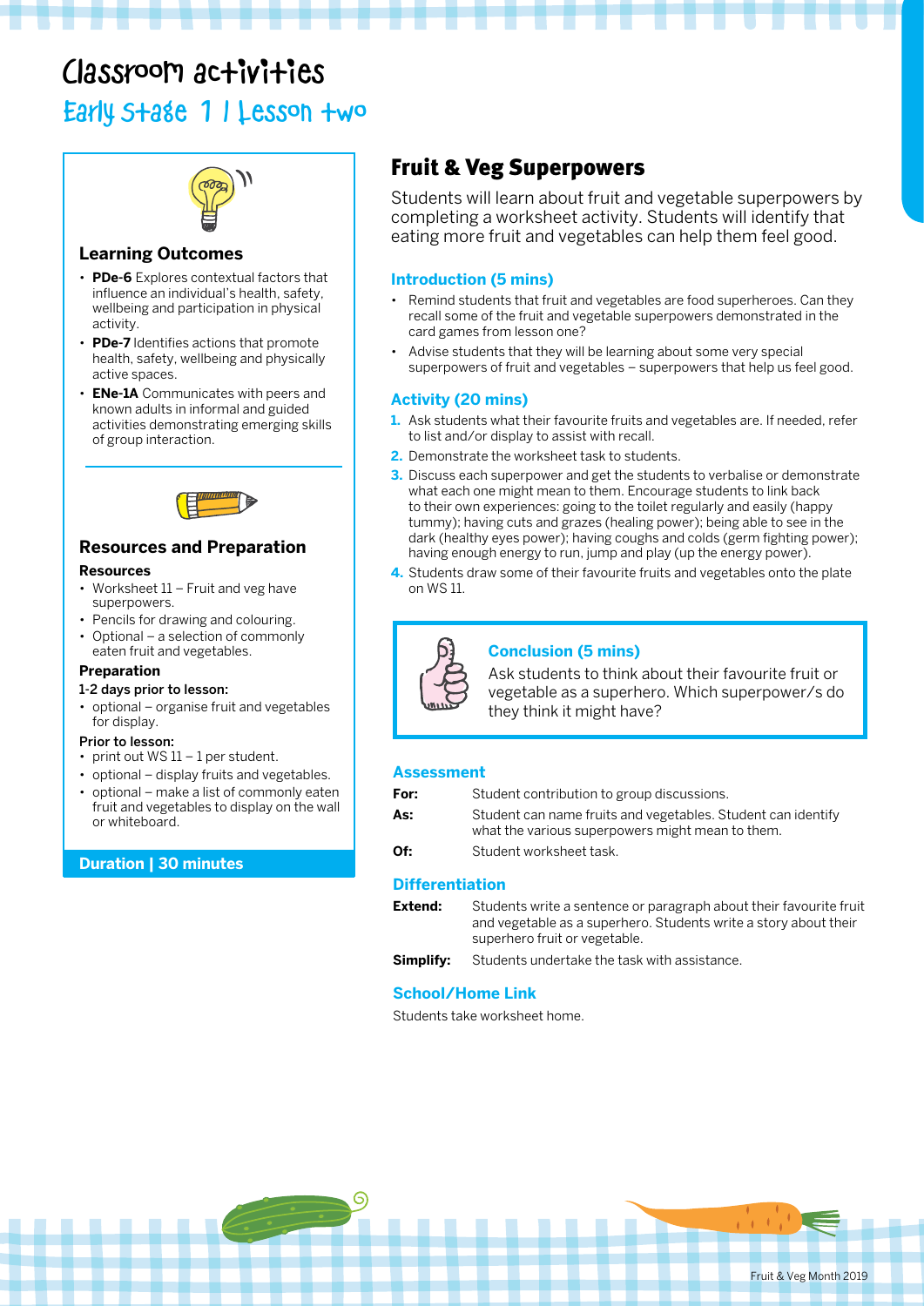# Classroom activities

## Early Stage 1 | Lesson two

### Learning Outcomes

- **PDe-6** Explores contextual factors that influence an individual's health, safety, wellbeing and participation in physical activity.
- **PDe-7** Identifies actions that promote health, safety, wellbeing and physically active spaces.
- **ENe-1A** Communicates with peers and known adults in informal and guided activities demonstrating emerging skills of group interaction.

### Resources and Preparation

**Resources**

- Worksheet 11 – Fruit and veg have superpowers.
- Pencils for drawing and colouring.
- Optional – a selection of commonly eaten fruit and vegetables.

**Preparation**

**1-2 days prior to lesson:**

- optional – organise fruit and vegetables for display.

**Prior to lesson:**

- print out WS 11 – 1 per student.
- optional – display fruits and vegetables.
- optional – make a list of commonly eaten fruit and vegetables to display on the wall or whiteboard.

**Duration | 30 minutes**

## Fruit & Veg Superpowers

Students will learn about fruit and vegetable superpowers by completing a worksheet activity. Students will identify that eating more fruit and vegetables can help them feel good.

### Introduction (5 mins)

- Remind students that fruit and vegetables are food superheroes. Can they recall some of the fruit and vegetable superpowers demonstrated in the card games from lesson one?
- Advise students that they will be learning about some very special superpowers of fruit and vegetables – superpowers that help us feel good.

### Activity (20 mins)

1. Ask students what their favourite fruits and vegetables are. If needed, refer to list and/or display to assist with recall.
2. Demonstrate the worksheet task to students.
3. Discuss each superpower and get the students to verbalise or demonstrate what each one might mean to them. Encourage students to link back to their own experiences: going to the toilet regularly and easily (happy tummy); having cuts and grazes (healing power); being able to see in the dark (healthy eyes power); having coughs and colds (germ fighting power); having enough energy to run, jump and play (up the energy power).
4. Students draw some of their favourite fruits and vegetables onto the plate on WS 11.

### Conclusion (5 mins)

Ask students to think about their favourite fruit or vegetable as a superhero. Which superpower/s do they think it might have?

### Assessment

**For:** Student contribution to group discussions.

**As:** Student can name fruits and vegetables. Student can identify what the various superpowers might mean to them.

**Of:** Student worksheet task.

### Differentiation

**Extend:** Students write a sentence or paragraph about their favourite fruit and vegetable as a superhero. Students write a story about their superhero fruit or vegetable.

**Simplify:** Students undertake the task with assistance.

### School/Home Link

Students take worksheet home.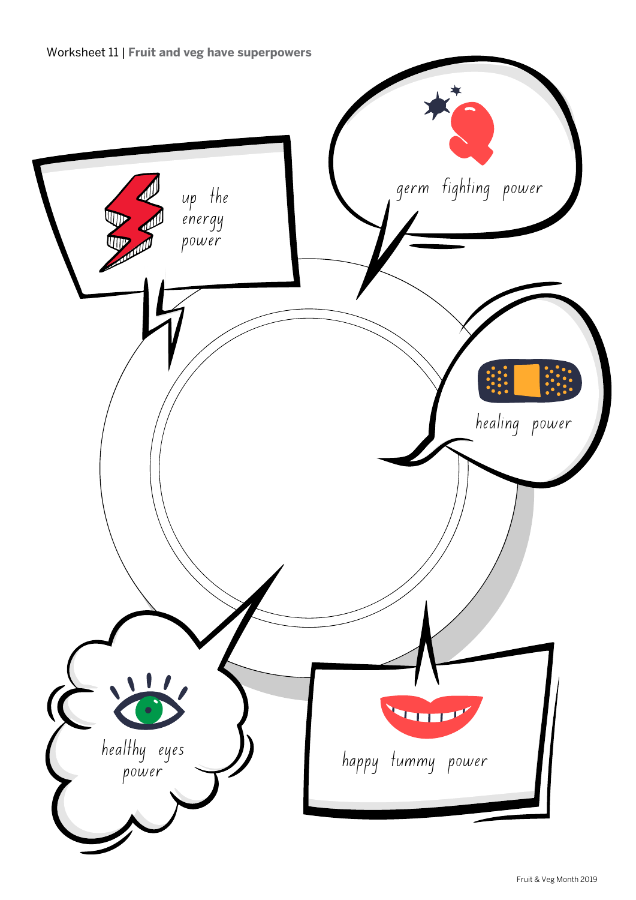Worksheet 11 | **Fruit and veg have superpowers**

up the energy power

germ fighting power

healing power

healthy eyes power

happy tummy power